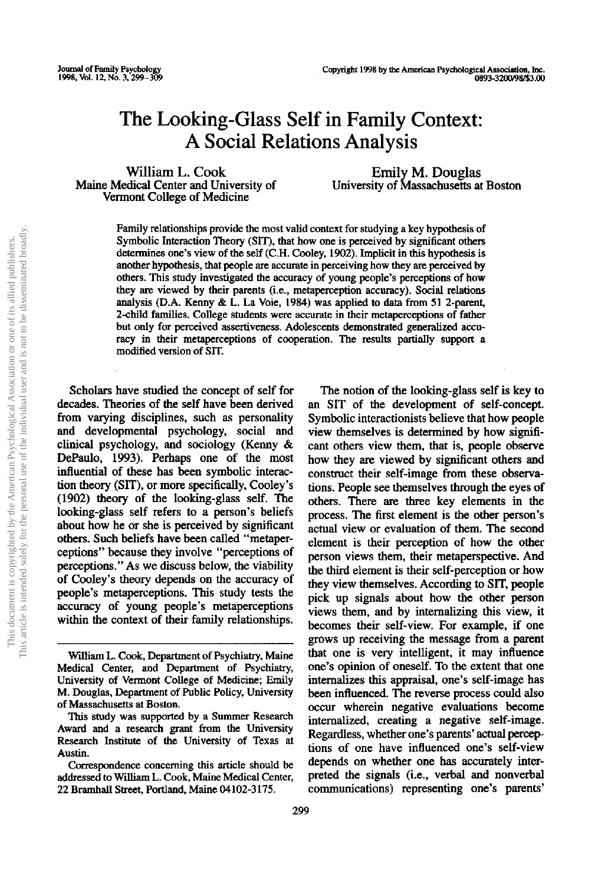# The Looking-Glass Self in Family Context: A Social Relations Analysis

William L. Cook
Maine Medical Center and University of Vermont College of Medicine

Emily M. Douglas
University of Massachusetts at Boston

Family relationships provide the most valid context for studying a key hypothesis of Symbolic Interaction Theory (SIT), that how one is perceived by significant others determines one's view of the self (C.H. Cooley, 1902). Implicit in this hypothesis is another hypothesis, that people are accurate in perceiving how they are perceived by others. This study investigated the accuracy of young people's perceptions of how they are viewed by their parents (i.e., metaperception accuracy). Social relations analysis (D.A. Kenny & L. La Voie, 1984) was applied to data from 51 2-parent, 2-child families. College students were accurate in their metaperceptions of father but only for perceived assertiveness. Adolescents demonstrated generalized accuracy in their metaperceptions of cooperation. The results partially support a modified version of SIT.

Scholars have studied the concept of self for decades. Theories of the self have been derived from varying disciplines, such as personality and developmental psychology, social and clinical psychology, and sociology (Kenny & DePaulo, 1993). Perhaps one of the most influential of these has been symbolic interaction theory (SIT), or more specifically, Cooley's (1902) theory of the looking-glass self. The looking-glass self refers to a person's beliefs about how he or she is perceived by significant others. Such beliefs have been called "metaperceptions" because they involve "perceptions of perceptions." As we discuss below, the viability of Cooley's theory depends on the accuracy of people's metaperceptions. This study tests the accuracy of young people's metaperceptions within the context of their family relationships.

The notion of the looking-glass self is key to an SIT of the development of self-concept. Symbolic interactionists believe that how people view themselves is determined by how significant others view them, that is, people observe how they are viewed by significant others and construct their self-image from these observations. People see themselves through the eyes of others. There are three key elements in the process. The first element is the other person's actual view or evaluation of them. The second element is their perception of how the other person views them, their metaperspective. And the third element is their self-perception or how they view themselves. According to SIT, people pick up signals about how the other person views them, and by internalizing this view, it becomes their self-view. For example, if one grows up receiving the message from a parent that one is very intelligent, it may influence one's opinion of oneself. To the extent that one internalizes this appraisal, one's self-image has been influenced. The reverse process could also occur wherein negative evaluations become internalized, creating a negative self-image. Regardless, whether one's parents' actual perceptions of one have influenced one's self-view depends on whether one has accurately interpreted the signals (i.e., verbal and nonverbal communications) representing one's parents'

William L. Cook, Department of Psychiatry, Maine Medical Center, and Department of Psychiatry, University of Vermont College of Medicine; Emily M. Douglas, Department of Public Policy, University of Massachusetts at Boston.

This study was supported by a Summer Research Award and a research grant from the University Research Institute of the University of Texas at Austin.

Correspondence concerning this article should be addressed to William L. Cook, Maine Medical Center, 22 Bramhall Street, Portland, Maine 04102-3175.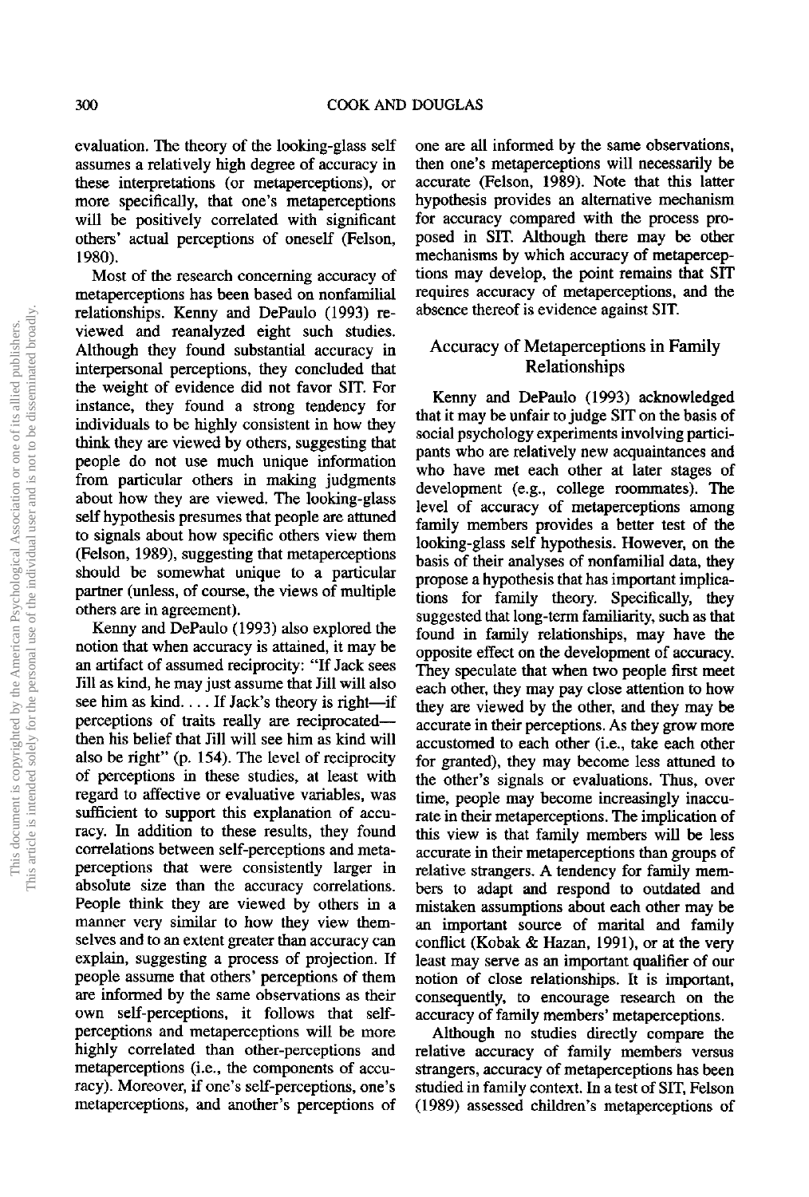evaluation. The theory of the looking-glass self assumes a relatively high degree of accuracy in these interpretations (or metaperceptions), or more specifically, that one's metaperceptions will be positively correlated with significant others' actual perceptions of oneself (Felson, 1980).

Most of the research concerning accuracy of metaperceptions has been based on nonfamilial relationships. Kenny and DePaulo (1993) reviewed and reanalyzed eight such studies. Although they found substantial accuracy in interpersonal perceptions, they concluded that the weight of evidence did not favor SIT. For instance, they found a strong tendency for individuals to be highly consistent in how they think they are viewed by others, suggesting that people do not use much unique information from particular others in making judgments about how they are viewed. The looking-glass self hypothesis presumes that people are attuned to signals about how specific others view them (Felson, 1989), suggesting that metaperceptions should be somewhat unique to a particular partner (unless, of course, the views of multiple others are in agreement).

Kenny and DePaulo (1993) also explored the notion that when accuracy is attained, it may be an artifact of assumed reciprocity: "If Jack sees Jill as kind, he may just assume that Jill will also see him as kind. . . . If Jack's theory is right—if perceptions of traits really are reciprocated—then his belief that Jill will see him as kind will also be right" (p. 154). The level of reciprocity of perceptions in these studies, at least with regard to affective or evaluative variables, was sufficient to support this explanation of accuracy. In addition to these results, they found correlations between self-perceptions and metaperceptions that were consistently larger in absolute size than the accuracy correlations. People think they are viewed by others in a manner very similar to how they view themselves and to an extent greater than accuracy can explain, suggesting a process of projection. If people assume that others' perceptions of them are informed by the same observations as their own self-perceptions, it follows that self-perceptions and metaperceptions will be more highly correlated than other-perceptions and metaperceptions (i.e., the components of accuracy). Moreover, if one's self-perceptions, one's metaperceptions, and another's perceptions of one are all informed by the same observations, then one's metaperceptions will necessarily be accurate (Felson, 1989). Note that this latter hypothesis provides an alternative mechanism for accuracy compared with the process proposed in SIT. Although there may be other mechanisms by which accuracy of metaperceptions may develop, the point remains that SIT requires accuracy of metaperceptions, and the absence thereof is evidence against SIT.

## Accuracy of Metaperceptions in Family Relationships

Kenny and DePaulo (1993) acknowledged that it may be unfair to judge SIT on the basis of social psychology experiments involving participants who are relatively new acquaintances and who have met each other at later stages of development (e.g., college roommates). The level of accuracy of metaperceptions among family members provides a better test of the looking-glass self hypothesis. However, on the basis of their analyses of nonfamilial data, they propose a hypothesis that has important implications for family theory. Specifically, they suggested that long-term familiarity, such as that found in family relationships, may have the opposite effect on the development of accuracy. They speculate that when two people first meet each other, they may pay close attention to how they are viewed by the other, and they may be accurate in their perceptions. As they grow more accustomed to each other (i.e., take each other for granted), they may become less attuned to the other's signals or evaluations. Thus, over time, people may become increasingly inaccurate in their metaperceptions. The implication of this view is that family members will be less accurate in their metaperceptions than groups of relative strangers. A tendency for family members to adapt and respond to outdated and mistaken assumptions about each other may be an important source of marital and family conflict (Kobak & Hazan, 1991), or at the very least may serve as an important qualifier of our notion of close relationships. It is important, consequently, to encourage research on the accuracy of family members' metaperceptions.

Although no studies directly compare the relative accuracy of family members versus strangers, accuracy of metaperceptions has been studied in family context. In a test of SIT, Felson (1989) assessed children's metaperceptions of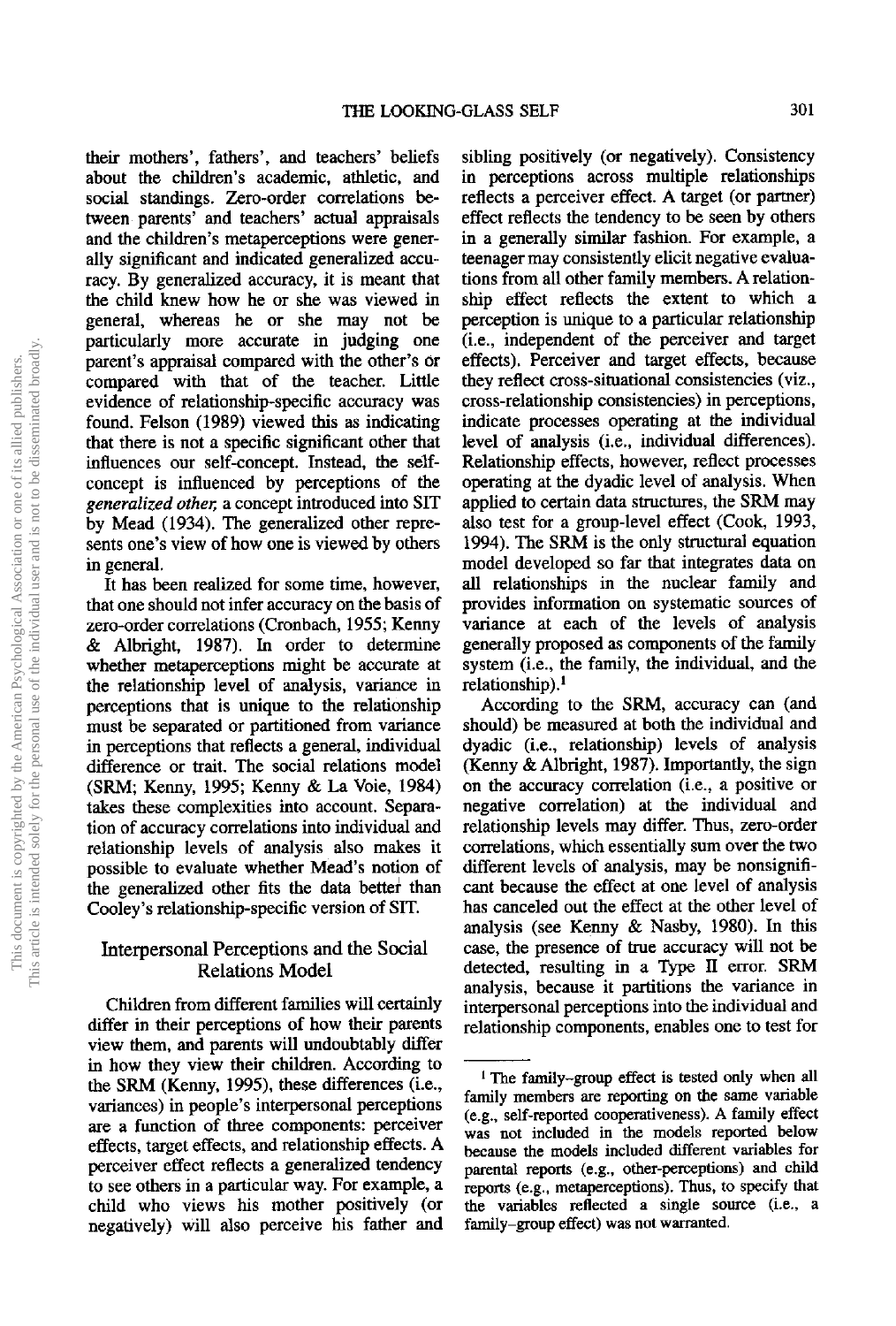their mothers', fathers', and teachers' beliefs about the children's academic, athletic, and social standings. Zero-order correlations between parents' and teachers' actual appraisals and the children's metaperceptions were generally significant and indicated generalized accuracy. By generalized accuracy, it is meant that the child knew how he or she was viewed in general, whereas he or she may not be particularly more accurate in judging one parent's appraisal compared with the other's or compared with that of the teacher. Little evidence of relationship-specific accuracy was found. Felson (1989) viewed this as indicating that there is not a specific significant other that influences our self-concept. Instead, the self-concept is influenced by perceptions of the *generalized other,* a concept introduced into SIT by Mead (1934). The generalized other represents one's view of how one is viewed by others in general.

It has been realized for some time, however, that one should not infer accuracy on the basis of zero-order correlations (Cronbach, 1955; Kenny & Albright, 1987). In order to determine whether metaperceptions might be accurate at the relationship level of analysis, variance in perceptions that is unique to the relationship must be separated or partitioned from variance in perceptions that reflects a general, individual difference or trait. The social relations model (SRM; Kenny, 1995; Kenny & La Voie, 1984) takes these complexities into account. Separation of accuracy correlations into individual and relationship levels of analysis also makes it possible to evaluate whether Mead's notion of the generalized other fits the data better than Cooley's relationship-specific version of SIT.

## Interpersonal Perceptions and the Social Relations Model

Children from different families will certainly differ in their perceptions of how their parents view them, and parents will undoubtably differ in how they view their children. According to the SRM (Kenny, 1995), these differences (i.e., variances) in people's interpersonal perceptions are a function of three components: perceiver effects, target effects, and relationship effects. A perceiver effect reflects a generalized tendency to see others in a particular way. For example, a child who views his mother positively (or negatively) will also perceive his father and sibling positively (or negatively). Consistency in perceptions across multiple relationships reflects a perceiver effect. A target (or partner) effect reflects the tendency to be seen by others in a generally similar fashion. For example, a teenager may consistently elicit negative evaluations from all other family members. A relationship effect reflects the extent to which a perception is unique to a particular relationship (i.e., independent of the perceiver and target effects). Perceiver and target effects, because they reflect cross-situational consistencies (viz., cross-relationship consistencies) in perceptions, indicate processes operating at the individual level of analysis (i.e., individual differences). Relationship effects, however, reflect processes operating at the dyadic level of analysis. When applied to certain data structures, the SRM may also test for a group-level effect (Cook, 1993, 1994). The SRM is the only structural equation model developed so far that integrates data on all relationships in the nuclear family and provides information on systematic sources of variance at each of the levels of analysis generally proposed as components of the family system (i.e., the family, the individual, and the relationship).[1]

According to the SRM, accuracy can (and should) be measured at both the individual and dyadic (i.e., relationship) levels of analysis (Kenny & Albright, 1987). Importantly, the sign on the accuracy correlation (i.e., a positive or negative correlation) at the individual and relationship levels may differ. Thus, zero-order correlations, which essentially sum over the two different levels of analysis, may be nonsignificant because the effect at one level of analysis has canceled out the effect at the other level of analysis (see Kenny & Nasby, 1980). In this case, the presence of true accuracy will not be detected, resulting in a Type II error. SRM analysis, because it partitions the variance in interpersonal perceptions into the individual and relationship components, enables one to test for

[1] The family-group effect is tested only when all family members are reporting on the same variable (e.g., self-reported cooperativeness). A family effect was not included in the models reported below because the models included different variables for parental reports (e.g., other-perceptions) and child reports (e.g., metaperceptions). Thus, to specify that the variables reflected a single source (i.e., a family-group effect) was not warranted.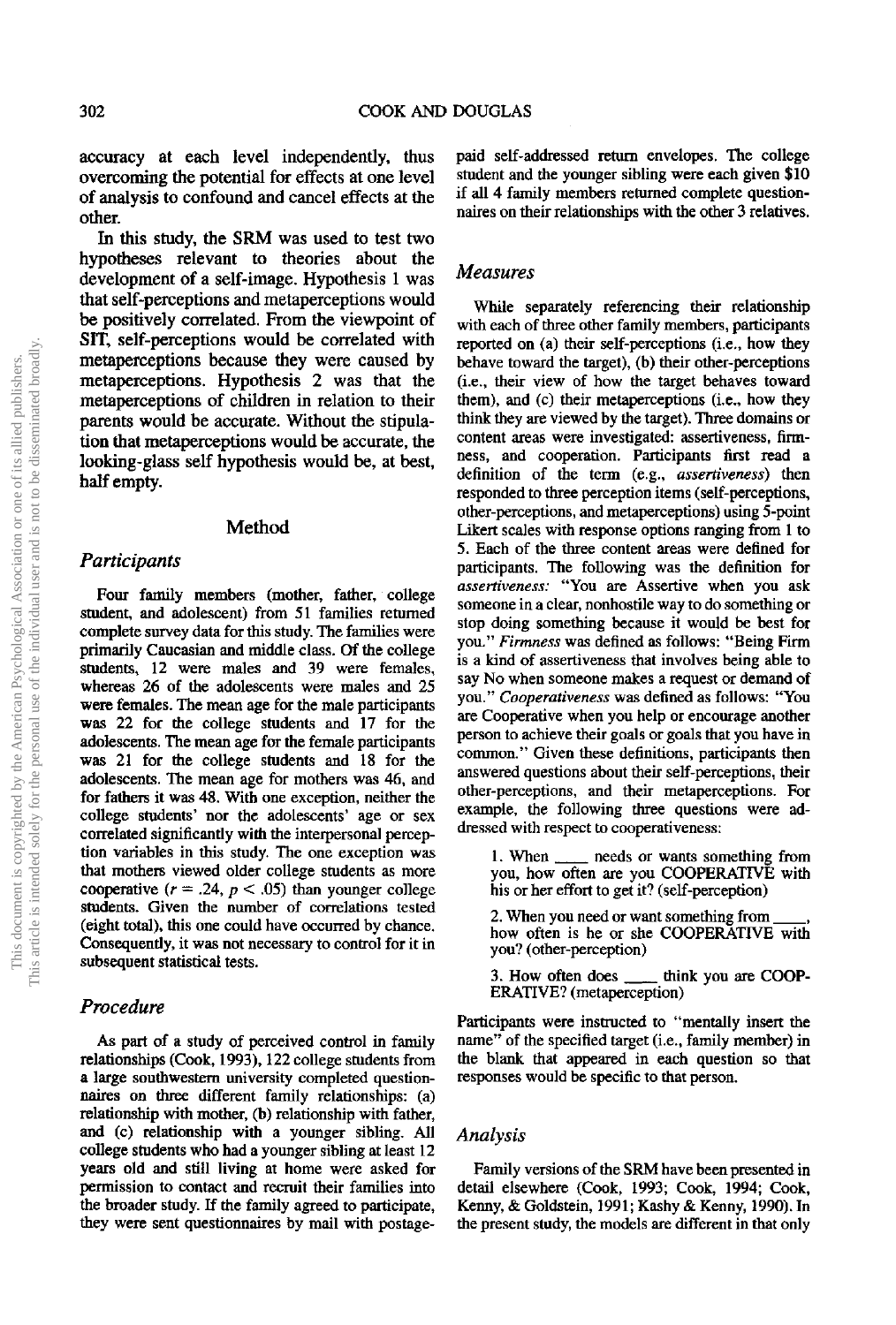accuracy at each level independently, thus overcoming the potential for effects at one level of analysis to confound and cancel effects at the other.

In this study, the SRM was used to test two hypotheses relevant to theories about the development of a self-image. Hypothesis 1 was that self-perceptions and metaperceptions would be positively correlated. From the viewpoint of SIT, self-perceptions would be correlated with metaperceptions because they were caused by metaperceptions. Hypothesis 2 was that the metaperceptions of children in relation to their parents would be accurate. Without the stipulation that metaperceptions would be accurate, the looking-glass self hypothesis would be, at best, half empty.

## Method

### Participants

Four family members (mother, father, college student, and adolescent) from 51 families returned complete survey data for this study. The families were primarily Caucasian and middle class. Of the college students, 12 were males and 39 were females, whereas 26 of the adolescents were males and 25 were females. The mean age for the male participants was 22 for the college students and 17 for the adolescents. The mean age for the female participants was 21 for the college students and 18 for the adolescents. The mean age for mothers was 46, and for fathers it was 48. With one exception, neither the college students' nor the adolescents' age or sex correlated significantly with the interpersonal perception variables in this study. The one exception was that mothers viewed older college students as more cooperative ($r = .24$, $p < .05$) than younger college students. Given the number of correlations tested (eight total), this one could have occurred by chance. Consequently, it was not necessary to control for it in subsequent statistical tests.

### Procedure

As part of a study of perceived control in family relationships (Cook, 1993), 122 college students from a large southwestern university completed questionnaires on three different family relationships: (a) relationship with mother, (b) relationship with father, and (c) relationship with a younger sibling. All college students who had a younger sibling at least 12 years old and still living at home were asked for permission to contact and recruit their families into the broader study. If the family agreed to participate, they were sent questionnaires by mail with postage-paid self-addressed return envelopes. The college student and the younger sibling were each given $10 if all 4 family members returned complete questionnaires on their relationships with the other 3 relatives.

### Measures

While separately referencing their relationship with each of three other family members, participants reported on (a) their self-perceptions (i.e., how they behave toward the target), (b) their other-perceptions (i.e., their view of how the target behaves toward them), and (c) their metaperceptions (i.e., how they think they are viewed by the target). Three domains or content areas were investigated: assertiveness, firmness, and cooperation. Participants first read a definition of the term (e.g., *assertiveness*) then responded to three perception items (self-perceptions, other-perceptions, and metaperceptions) using 5-point Likert scales with response options ranging from 1 to 5. Each of the three content areas were defined for participants. The following was the definition for *assertiveness:* "You are Assertive when you ask someone in a clear, nonhostile way to do something or stop doing something because it would be best for you." *Firmness* was defined as follows: "Being Firm is a kind of assertiveness that involves being able to say No when someone makes a request or demand of you." *Cooperativeness* was defined as follows: "You are Cooperative when you help or encourage another person to achieve their goals or goals that you have in common." Given these definitions, participants then answered questions about their self-perceptions, their other-perceptions, and their metaperceptions. For example, the following three questions were addressed with respect to cooperativeness:

1. When ____ needs or wants something from you, how often are you COOPERATIVE with his or her effort to get it? (self-perception)

2. When you need or want something from ____, how often is he or she COOPERATIVE with you? (other-perception)

3. How often does ____ think you are COOPERATIVE? (metaperception)

Participants were instructed to "mentally insert the name" of the specified target (i.e., family member) in the blank that appeared in each question so that responses would be specific to that person.

### Analysis

Family versions of the SRM have been presented in detail elsewhere (Cook, 1993; Cook, 1994; Cook, Kenny, & Goldstein, 1991; Kashy & Kenny, 1990). In the present study, the models are different in that only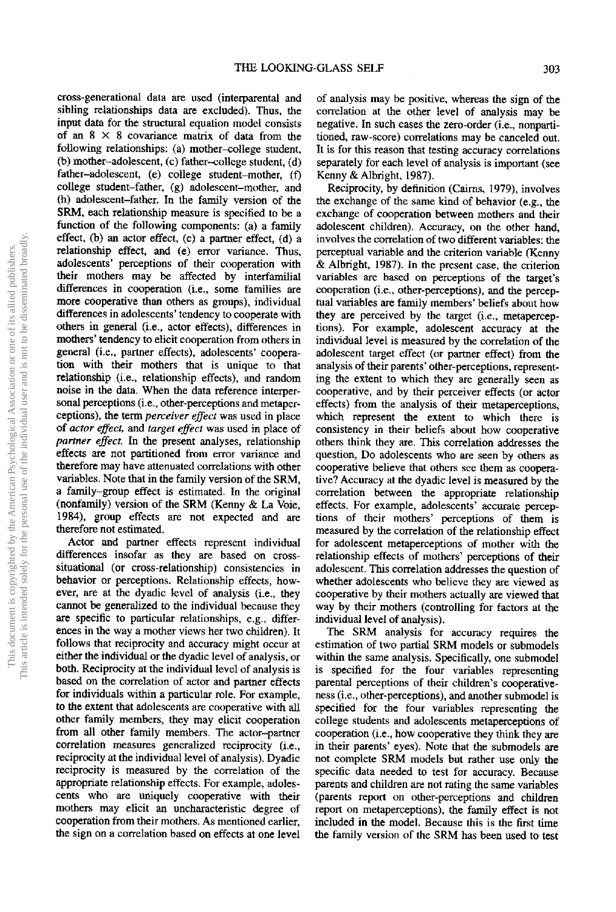cross-generational data are used (interparental and sibling relationships data are excluded). Thus, the input data for the structural equation model consists of an 8 × 8 covariance matrix of data from the following relationships: (a) mother–college student, (b) mother–adolescent, (c) father–college student, (d) father–adolescent, (e) college student–mother, (f) college student–father, (g) adolescent–mother, and (h) adolescent–father. In the family version of the SRM, each relationship measure is specified to be a function of the following components: (a) a family effect, (b) an actor effect, (c) a partner effect, (d) a relationship effect, and (e) error variance. Thus, adolescents' perceptions of their cooperation with their mothers may be affected by interfamilial differences in cooperation (i.e., some families are more cooperative than others as groups), individual differences in adolescents' tendency to cooperate with others in general (i.e., actor effects), differences in mothers' tendency to elicit cooperation from others in general (i.e., partner effects), adolescents' cooperation with their mothers that is unique to that relationship (i.e., relationship effects), and random noise in the data. When the data reference interpersonal perceptions (i.e., other-perceptions and metaperceptions), the term *perceiver effect* was used in place of *actor effect*, and *target effect* was used in place of *partner effect*. In the present analyses, relationship effects are not partitioned from error variance and therefore may have attenuated correlations with other variables. Note that in the family version of the SRM, a family–group effect is estimated. In the original (nonfamily) version of the SRM (Kenny & La Voie, 1984), group effects are not expected and are therefore not estimated.

Actor and partner effects represent individual differences insofar as they are based on cross-situational (or cross-relationship) consistencies in behavior or perceptions. Relationship effects, however, are at the dyadic level of analysis (i.e., they cannot be generalized to the individual because they are specific to particular relationships, e.g., differences in the way a mother views her two children). It follows that reciprocity and accuracy might occur at either the individual or the dyadic level of analysis, or both. Reciprocity at the individual level of analysis is based on the correlation of actor and partner effects for individuals within a particular role. For example, to the extent that adolescents are cooperative with all other family members, they may elicit cooperation from all other family members. The actor–partner correlation measures generalized reciprocity (i.e., reciprocity at the individual level of analysis). Dyadic reciprocity is measured by the correlation of the appropriate relationship effects. For example, adolescents who are uniquely cooperative with their mothers may elicit an uncharacteristic degree of cooperation from their mothers. As mentioned earlier, the sign on a correlation based on effects at one level of analysis may be positive, whereas the sign of the correlation at the other level of analysis may be negative. In such cases the zero-order (i.e., nonpartitioned, raw-score) correlations may be canceled out. It is for this reason that testing accuracy correlations separately for each level of analysis is important (see Kenny & Albright, 1987).

Reciprocity, by definition (Cairns, 1979), involves the exchange of the same kind of behavior (e.g., the exchange of cooperation between mothers and their adolescent children). Accuracy, on the other hand, involves the correlation of two different variables: the perceptual variable and the criterion variable (Kenny & Albright, 1987). In the present case, the criterion variables are based on perceptions of the target's cooperation (i.e., other-perceptions), and the perceptual variables are family members' beliefs about how they are perceived by the target (i.e., metaperceptions). For example, adolescent accuracy at the individual level is measured by the correlation of the adolescent target effect (or partner effect) from the analysis of their parents' other-perceptions, representing the extent to which they are generally seen as cooperative, and by their perceiver effects (or actor effects) from the analysis of their metaperceptions, which represent the extent to which there is consistency in their beliefs about how cooperative others think they are. This correlation addresses the question, Do adolescents who are seen by others as cooperative believe that others see them as cooperative? Accuracy at the dyadic level is measured by the correlation between the appropriate relationship effects. For example, adolescents' accurate perceptions of their mothers' perceptions of them is measured by the correlation of the relationship effect for adolescent metaperceptions of mother with the relationship effects of mothers' perceptions of their adolescent. This correlation addresses the question of whether adolescents who believe they are viewed as cooperative by their mothers actually are viewed that way by their mothers (controlling for factors at the individual level of analysis).

The SRM analysis for accuracy requires the estimation of two partial SRM models or submodels within the same analysis. Specifically, one submodel is specified for the four variables representing parental perceptions of their children's cooperativeness (i.e., other-perceptions), and another submodel is specified for the four variables representing the college students and adolescents metaperceptions of cooperation (i.e., how cooperative they think they are in their parents' eyes). Note that the submodels are not complete SRM models but rather use only the specific data needed to test for accuracy. Because parents and children are not rating the same variables (parents report on other-perceptions and children report on metaperceptions), the family effect is not included in the model. Because this is the first time the family version of the SRM has been used to test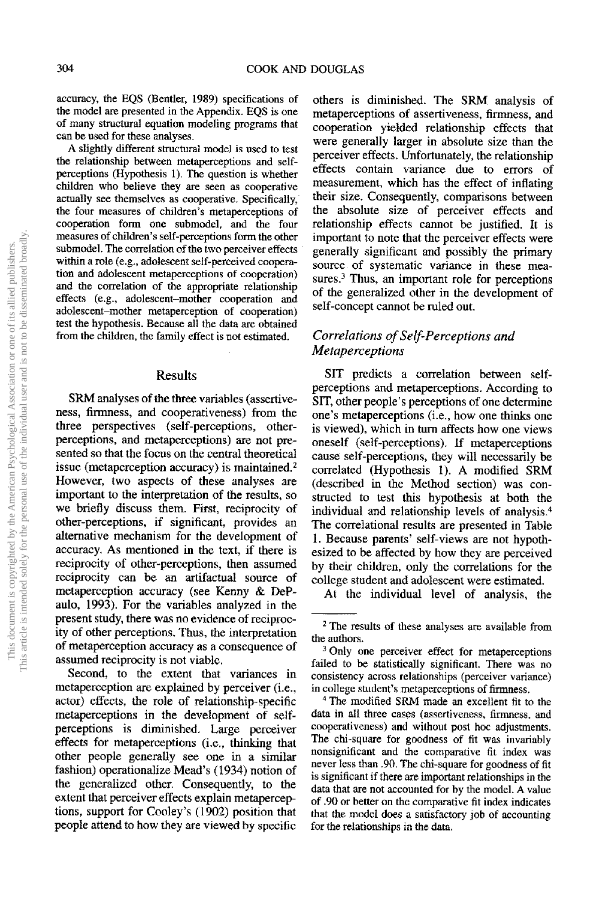accuracy, the EQS (Bentler, 1989) specifications of the model are presented in the Appendix. EQS is one of many structural equation modeling programs that can be used for these analyses.

A slightly different structural model is used to test the relationship between metaperceptions and self-perceptions (Hypothesis 1). The question is whether children who believe they are seen as cooperative actually see themselves as cooperative. Specifically, the four measures of children's metaperceptions of cooperation form one submodel, and the four measures of children's self-perceptions form the other submodel. The correlation of the two perceiver effects within a role (e.g., adolescent self-perceived cooperation and adolescent metaperceptions of cooperation) and the correlation of the appropriate relationship effects (e.g., adolescent–mother cooperation and adolescent–mother metaperception of cooperation) test the hypothesis. Because all the data are obtained from the children, the family effect is not estimated.

## Results

SRM analyses of the three variables (assertiveness, firmness, and cooperativeness) from the three perspectives (self-perceptions, other-perceptions, and metaperceptions) are not presented so that the focus on the central theoretical issue (metaperception accuracy) is maintained.[2] However, two aspects of these analyses are important to the interpretation of the results, so we briefly discuss them. First, reciprocity of other-perceptions, if significant, provides an alternative mechanism for the development of accuracy. As mentioned in the text, if there is reciprocity of other-perceptions, then assumed reciprocity can be an artifactual source of metaperception accuracy (see Kenny & DePaulo, 1993). For the variables analyzed in the present study, there was no evidence of reciprocity of other perceptions. Thus, the interpretation of metaperception accuracy as a consequence of assumed reciprocity is not viable.

Second, to the extent that variances in metaperception are explained by perceiver (i.e., actor) effects, the role of relationship-specific metaperceptions in the development of self-perceptions is diminished. Large perceiver effects for metaperceptions (i.e., thinking that other people generally see one in a similar fashion) operationalize Mead's (1934) notion of the generalized other. Consequently, to the extent that perceiver effects explain metaperceptions, support for Cooley's (1902) position that people attend to how they are viewed by specific others is diminished. The SRM analysis of metaperceptions of assertiveness, firmness, and cooperation yielded relationship effects that were generally larger in absolute size than the perceiver effects. Unfortunately, the relationship effects contain variance due to errors of measurement, which has the effect of inflating their size. Consequently, comparisons between the absolute size of perceiver effects and relationship effects cannot be justified. It is important to note that the perceiver effects were generally significant and possibly the primary source of systematic variance in these measures.[3] Thus, an important role for perceptions of the generalized other in the development of self-concept cannot be ruled out.

### *Correlations of Self-Perceptions and Metaperceptions*

SIT predicts a correlation between self-perceptions and metaperceptions. According to SIT, other people's perceptions of one determine one's metaperceptions (i.e., how one thinks one is viewed), which in turn affects how one views oneself (self-perceptions). If metaperceptions cause self-perceptions, they will necessarily be correlated (Hypothesis 1). A modified SRM (described in the Method section) was constructed to test this hypothesis at both the individual and relationship levels of analysis.[4] The correlational results are presented in Table 1. Because parents' self-views are not hypothesized to be affected by how they are perceived by their children, only the correlations for the college student and adolescent were estimated.

At the individual level of analysis, the

---

[2] The results of these analyses are available from the authors.

[3] Only one perceiver effect for metaperceptions failed to be statistically significant. There was no consistency across relationships (perceiver variance) in college student's metaperceptions of firmness.

[4] The modified SRM made an excellent fit to the data in all three cases (assertiveness, firmness, and cooperativeness) and without post hoc adjustments. The chi-square for goodness of fit was invariably nonsignificant and the comparative fit index was never less than .90. The chi-square for goodness of fit is significant if there are important relationships in the data that are not accounted for by the model. A value of .90 or better on the comparative fit index indicates that the model does a satisfactory job of accounting for the relationships in the data.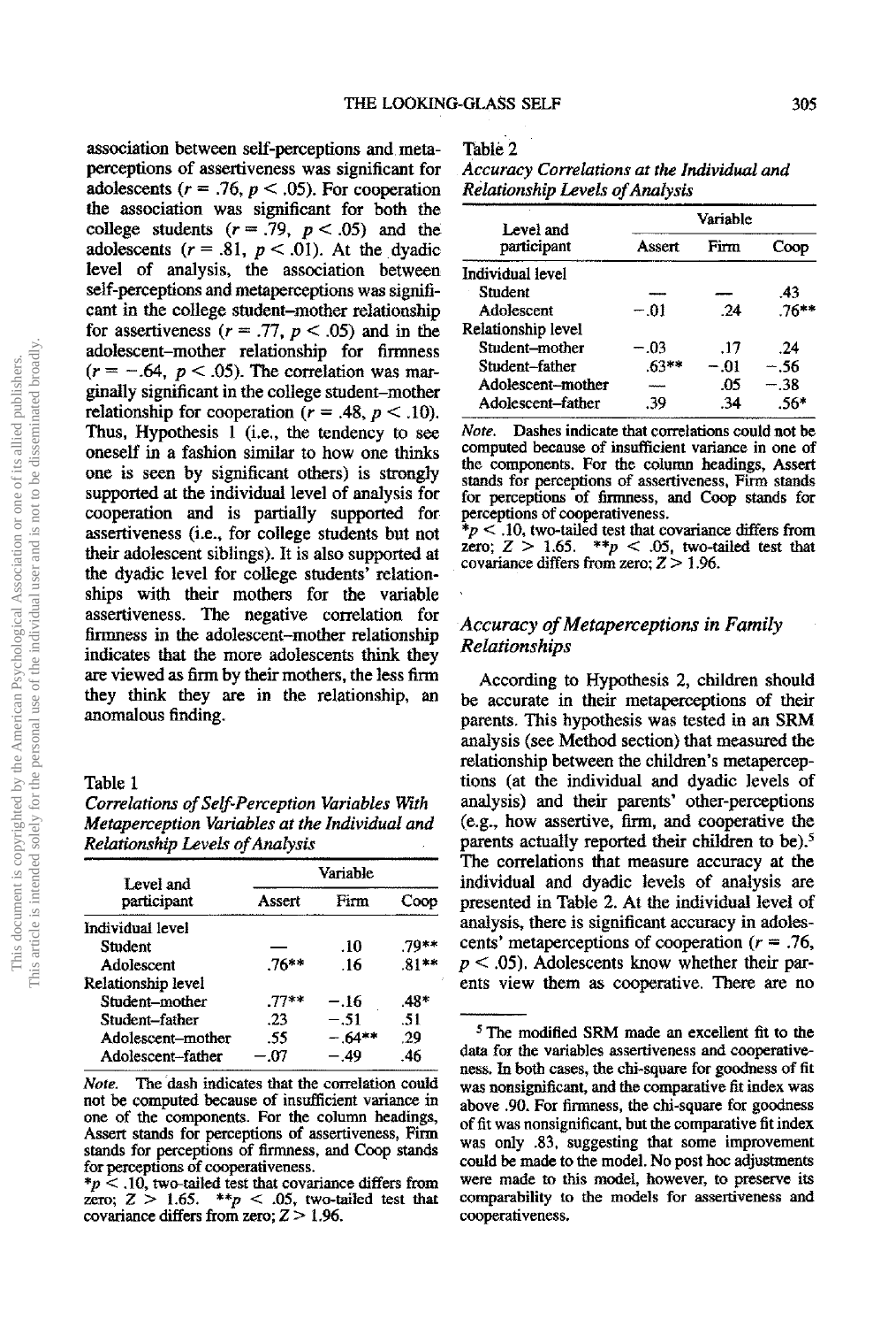association between self-perceptions and metaperceptions of assertiveness was significant for adolescents ($r = .76$, $p < .05$). For cooperation the association was significant for both the college students ($r = .79$, $p < .05$) and the adolescents ($r = .81$, $p < .01$). At the dyadic level of analysis, the association between self-perceptions and metaperceptions was significant in the college student–mother relationship for assertiveness ($r = .77$, $p < .05$) and in the adolescent–mother relationship for firmness ($r = -.64$, $p < .05$). The correlation was marginally significant in the college student–mother relationship for cooperation ($r = .48$, $p < .10$). Thus, Hypothesis 1 (i.e., the tendency to see oneself in a fashion similar to how one thinks one is seen by significant others) is strongly supported at the individual level of analysis for cooperation and is partially supported for assertiveness (i.e., for college students but not their adolescent siblings). It is also supported at the dyadic level for college students' relationships with their mothers for the variable assertiveness. The negative correlation for firmness in the adolescent–mother relationship indicates that the more adolescents think they are viewed as firm by their mothers, the less firm they think they are in the relationship, an anomalous finding.

Table 1
*Correlations of Self-Perception Variables With Metaperception Variables at the Individual and Relationship Levels of Analysis*

| Level and participant | Variable | | |
|---|---|---|---|
| | Assert | Firm | Coop |
| Individual level | | | |
| Student | — | .10 | .79** |
| Adolescent | .76** | .16 | .81** |
| Relationship level | | | |
| Student–mother | .77** | −.16 | .48* |
| Student–father | .23 | −.51 | .51 |
| Adolescent–mother | .55 | −.64** | .29 |
| Adolescent–father | −.07 | −.49 | .46 |

*Note.* The dash indicates that the correlation could not be computed because of insufficient variance in one of the components. For the column headings, Assert stands for perceptions of assertiveness, Firm stands for perceptions of firmness, and Coop stands for perceptions of cooperativeness.
*$p < .10$, two-tailed test that covariance differs from zero; $Z > 1.65$. **$p < .05$, two-tailed test that covariance differs from zero; $Z > 1.96$.

Table 2
*Accuracy Correlations at the Individual and Relationship Levels of Analysis*

| Level and participant | Variable | | |
|---|---|---|---|
| | Assert | Firm | Coop |
| Individual level | | | |
| Student | — | — | .43 |
| Adolescent | −.01 | .24 | .76** |
| Relationship level | | | |
| Student–mother | −.03 | .17 | .24 |
| Student–father | .63** | −.01 | −.56 |
| Adolescent–mother | — | .05 | −.38 |
| Adolescent–father | .39 | .34 | .56* |

*Note.* Dashes indicate that correlations could not be computed because of insufficient variance in one of the components. For the column headings, Assert stands for perceptions of assertiveness, Firm stands for perceptions of firmness, and Coop stands for perceptions of cooperativeness.
*$p < .10$, two-tailed test that covariance differs from zero; $Z > 1.65$. **$p < .05$, two-tailed test that covariance differs from zero; $Z > 1.96$.

## *Accuracy of Metaperceptions in Family Relationships*

According to Hypothesis 2, children should be accurate in their metaperceptions of their parents. This hypothesis was tested in an SRM analysis (see Method section) that measured the relationship between the children's metaperceptions (at the individual and dyadic levels of analysis) and their parents' other-perceptions (e.g., how assertive, firm, and cooperative the parents actually reported their children to be).[5] The correlations that measure accuracy at the individual and dyadic levels of analysis are presented in Table 2. At the individual level of analysis, there is significant accuracy in adolescents' metaperceptions of cooperation ($r = .76$, $p < .05$). Adolescents know whether their parents view them as cooperative. There are no

[5] The modified SRM made an excellent fit to the data for the variables assertiveness and cooperativeness. In both cases, the chi-square for goodness of fit was nonsignificant, and the comparative fit index was above .90. For firmness, the chi-square for goodness of fit was nonsignificant, but the comparative fit index was only .83, suggesting that some improvement could be made to the model. No post hoc adjustments were made to this model, however, to preserve its comparability to the models for assertiveness and cooperativeness.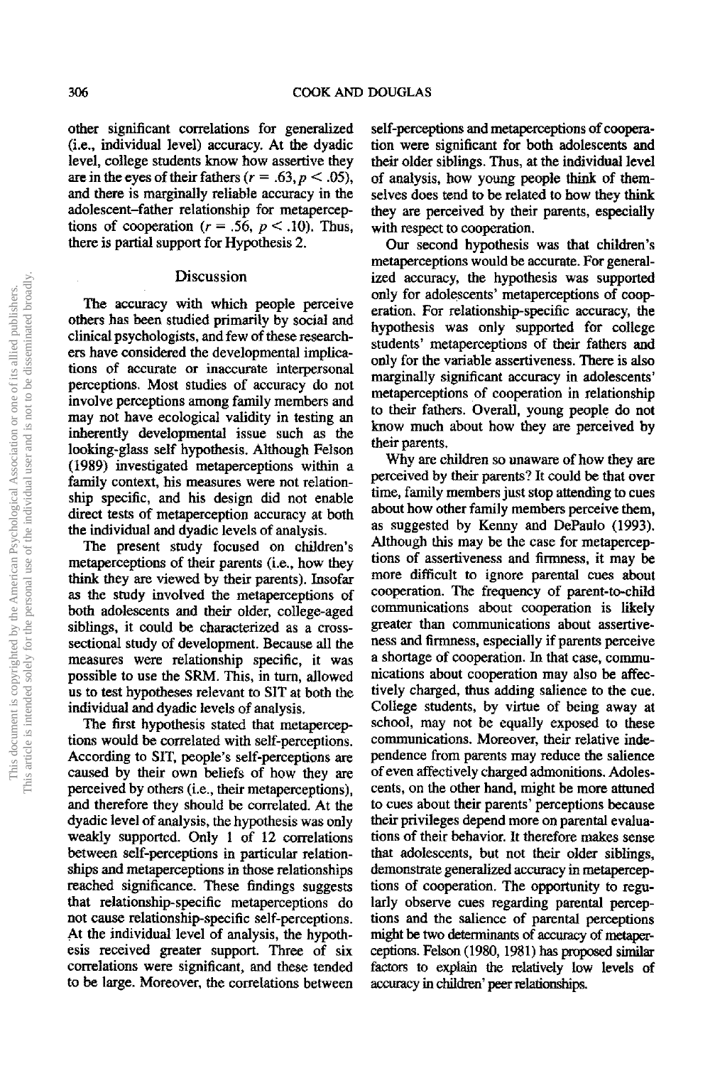other significant correlations for generalized (i.e., individual level) accuracy. At the dyadic level, college students know how assertive they are in the eyes of their fathers ($r = .63, p < .05$), and there is marginally reliable accuracy in the adolescent–father relationship for metaperceptions of cooperation ($r = .56$, $p < .10$). Thus, there is partial support for Hypothesis 2.

## Discussion

The accuracy with which people perceive others has been studied primarily by social and clinical psychologists, and few of these researchers have considered the developmental implications of accurate or inaccurate interpersonal perceptions. Most studies of accuracy do not involve perceptions among family members and may not have ecological validity in testing an inherently developmental issue such as the looking-glass self hypothesis. Although Felson (1989) investigated metaperceptions within a family context, his measures were not relationship specific, and his design did not enable direct tests of metaperception accuracy at both the individual and dyadic levels of analysis.

The present study focused on children's metaperceptions of their parents (i.e., how they think they are viewed by their parents). Insofar as the study involved the metaperceptions of both adolescents and their older, college-aged siblings, it could be characterized as a cross-sectional study of development. Because all the measures were relationship specific, it was possible to use the SRM. This, in turn, allowed us to test hypotheses relevant to SIT at both the individual and dyadic levels of analysis.

The first hypothesis stated that metaperceptions would be correlated with self-perceptions. According to SIT, people's self-perceptions are caused by their own beliefs of how they are perceived by others (i.e., their metaperceptions), and therefore they should be correlated. At the dyadic level of analysis, the hypothesis was only weakly supported. Only 1 of 12 correlations between self-perceptions in particular relationships and metaperceptions in those relationships reached significance. These findings suggests that relationship-specific metaperceptions do not cause relationship-specific self-perceptions. At the individual level of analysis, the hypothesis received greater support. Three of six correlations were significant, and these tended to be large. Moreover, the correlations between self-perceptions and metaperceptions of cooperation were significant for both adolescents and their older siblings. Thus, at the individual level of analysis, how young people think of themselves does tend to be related to how they think they are perceived by their parents, especially with respect to cooperation.

Our second hypothesis was that children's metaperceptions would be accurate. For generalized accuracy, the hypothesis was supported only for adolescents' metaperceptions of cooperation. For relationship-specific accuracy, the hypothesis was only supported for college students' metaperceptions of their fathers and only for the variable assertiveness. There is also marginally significant accuracy in adolescents' metaperceptions of cooperation in relationship to their fathers. Overall, young people do not know much about how they are perceived by their parents.

Why are children so unaware of how they are perceived by their parents? It could be that over time, family members just stop attending to cues about how other family members perceive them, as suggested by Kenny and DePaulo (1993). Although this may be the case for metaperceptions of assertiveness and firmness, it may be more difficult to ignore parental cues about cooperation. The frequency of parent-to-child communications about cooperation is likely greater than communications about assertiveness and firmness, especially if parents perceive a shortage of cooperation. In that case, communications about cooperation may also be affectively charged, thus adding salience to the cue. College students, by virtue of being away at school, may not be equally exposed to these communications. Moreover, their relative independence from parents may reduce the salience of even affectively charged admonitions. Adolescents, on the other hand, might be more attuned to cues about their parents' perceptions because their privileges depend more on parental evaluations of their behavior. It therefore makes sense that adolescents, but not their older siblings, demonstrate generalized accuracy in metaperceptions of cooperation. The opportunity to regularly observe cues regarding parental perceptions and the salience of parental perceptions might be two determinants of accuracy of metaperceptions. Felson (1980, 1981) has proposed similar factors to explain the relatively low levels of accuracy in children' peer relationships.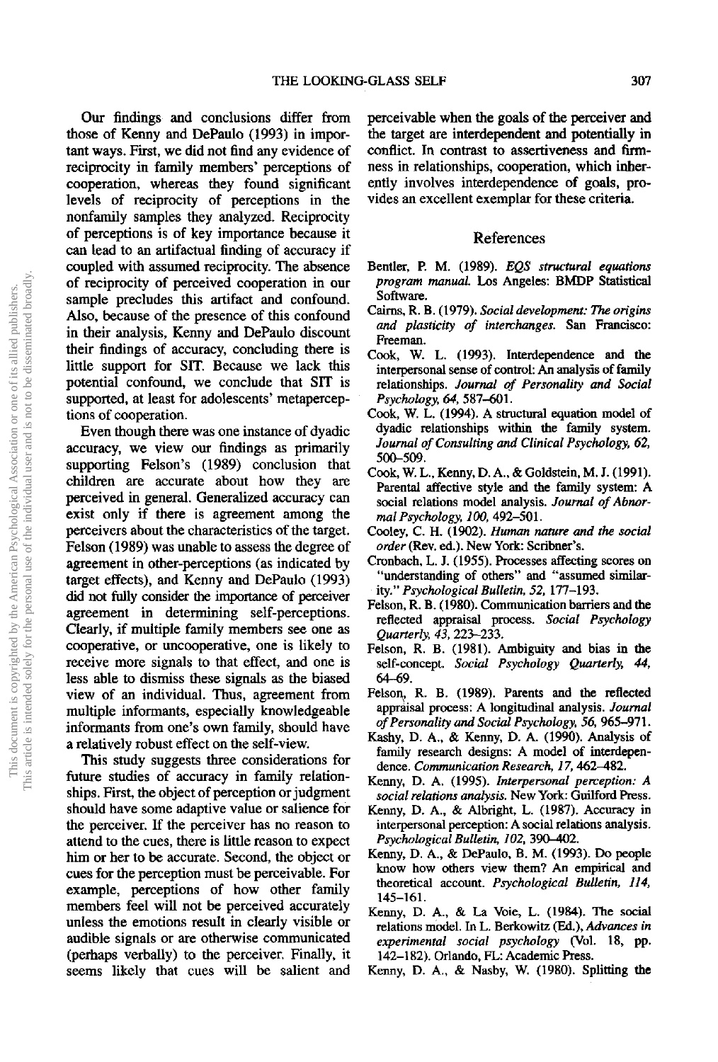Our findings and conclusions differ from those of Kenny and DePaulo (1993) in important ways. First, we did not find any evidence of reciprocity in family members' perceptions of cooperation, whereas they found significant levels of reciprocity of perceptions in the nonfamily samples they analyzed. Reciprocity of perceptions is of key importance because it can lead to an artifactual finding of accuracy if coupled with assumed reciprocity. The absence of reciprocity of perceived cooperation in our sample precludes this artifact and confound. Also, because of the presence of this confound in their analysis, Kenny and DePaulo discount their findings of accuracy, concluding there is little support for SIT. Because we lack this potential confound, we conclude that SIT is supported, at least for adolescents' metaperceptions of cooperation.

Even though there was one instance of dyadic accuracy, we view our findings as primarily supporting Felson's (1989) conclusion that children are accurate about how they are perceived in general. Generalized accuracy can exist only if there is agreement among the perceivers about the characteristics of the target. Felson (1989) was unable to assess the degree of agreement in other-perceptions (as indicated by target effects), and Kenny and DePaulo (1993) did not fully consider the importance of perceiver agreement in determining self-perceptions. Clearly, if multiple family members see one as cooperative, or uncooperative, one is likely to receive more signals to that effect, and one is less able to dismiss these signals as the biased view of an individual. Thus, agreement from multiple informants, especially knowledgeable informants from one's own family, should have a relatively robust effect on the self-view.

This study suggests three considerations for future studies of accuracy in family relationships. First, the object of perception or judgment should have some adaptive value or salience for the perceiver. If the perceiver has no reason to attend to the cues, there is little reason to expect him or her to be accurate. Second, the object or cues for the perception must be perceivable. For example, perceptions of how other family members feel will not be perceived accurately unless the emotions result in clearly visible or audible signals or are otherwise communicated (perhaps verbally) to the perceiver. Finally, it seems likely that cues will be salient and perceivable when the goals of the perceiver and the target are interdependent and potentially in conflict. In contrast to assertiveness and firmness in relationships, cooperation, which inherently involves interdependence of goals, provides an excellent exemplar for these criteria.

## References

Bentler, P. M. (1989). *EQS structural equations program manual.* Los Angeles: BMDP Statistical Software.

Cairns, R. B. (1979). *Social development: The origins and plasticity of interchanges.* San Francisco: Freeman.

Cook, W. L. (1993). Interdependence and the interpersonal sense of control: An analysis of family relationships. *Journal of Personality and Social Psychology, 64,* 587–601.

Cook, W. L. (1994). A structural equation model of dyadic relationships within the family system. *Journal of Consulting and Clinical Psychology, 62,* 500–509.

Cook, W. L., Kenny, D. A., & Goldstein, M. J. (1991). Parental affective style and the family system: A social relations model analysis. *Journal of Abnormal Psychology, 100,* 492–501.

Cooley, C. H. (1902). *Human nature and the social order* (Rev. ed.). New York: Scribner's.

Cronbach, L. J. (1955). Processes affecting scores on "understanding of others" and "assumed similarity." *Psychological Bulletin, 52,* 177–193.

Felson, R. B. (1980). Communication barriers and the reflected appraisal process. *Social Psychology Quarterly, 43,* 223–233.

Felson, R. B. (1981). Ambiguity and bias in the self-concept. *Social Psychology Quarterly, 44,* 64–69.

Felson, R. B. (1989). Parents and the reflected appraisal process: A longitudinal analysis. *Journal of Personality and Social Psychology, 56,* 965–971.

Kashy, D. A., & Kenny, D. A. (1990). Analysis of family research designs: A model of interdependence. *Communication Research, 17,* 462–482.

Kenny, D. A. (1995). *Interpersonal perception: A social relations analysis.* New York: Guilford Press.

Kenny, D. A., & Albright, L. (1987). Accuracy in interpersonal perception: A social relations analysis. *Psychological Bulletin, 102,* 390–402.

Kenny, D. A., & DePaulo, B. M. (1993). Do people know how others view them? An empirical and theoretical account. *Psychological Bulletin, 114,* 145–161.

Kenny, D. A., & La Voie, L. (1984). The social relations model. In L. Berkowitz (Ed.), *Advances in experimental social psychology* (Vol. 18, pp. 142–182). Orlando, FL: Academic Press.

Kenny, D. A., & Nasby, W. (1980). Splitting the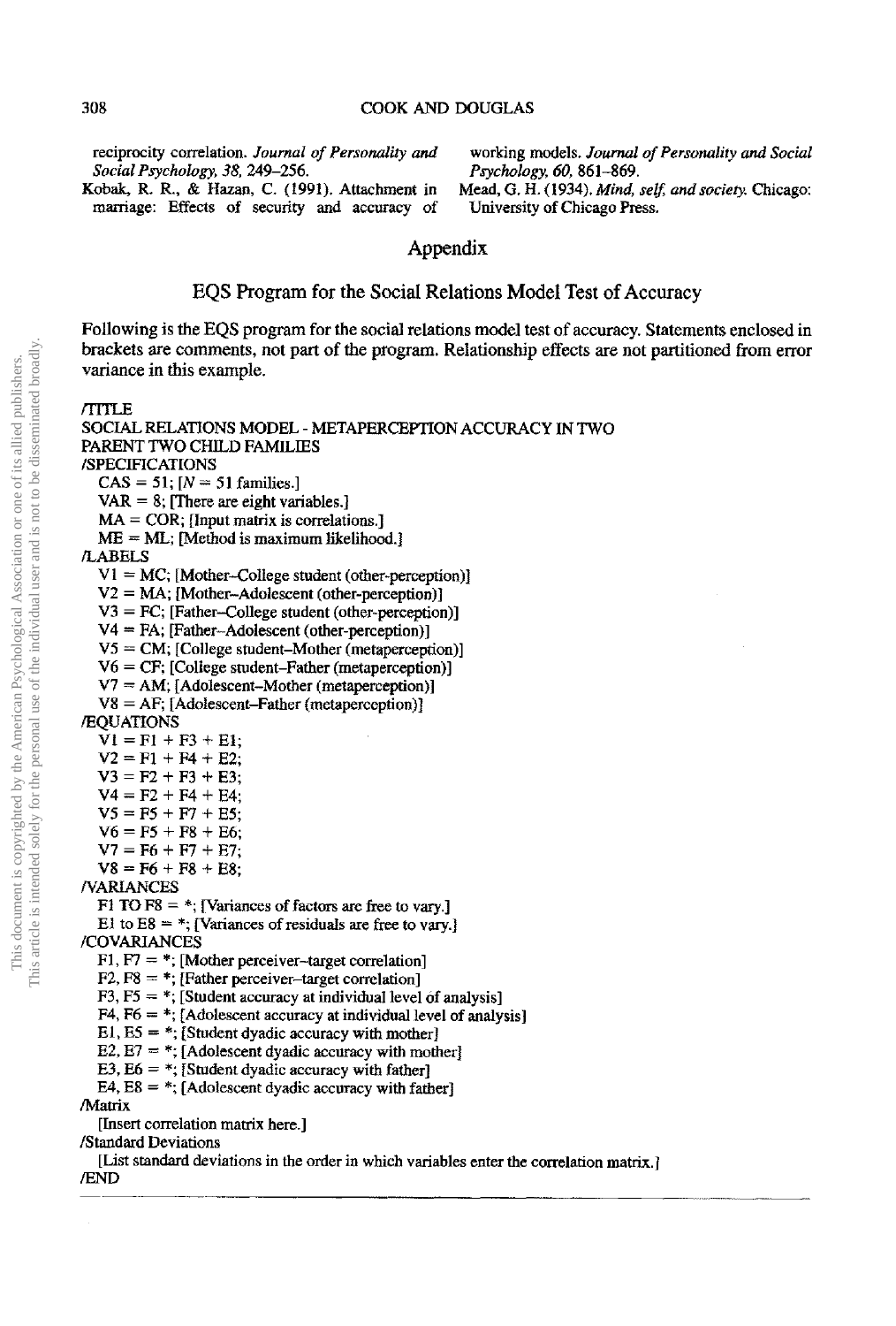reciprocity correlation. *Journal of Personality and Social Psychology, 38*, 249–256.

Kobak, R. R., & Hazan, C. (1991). Attachment in marriage: Effects of security and accuracy of working models. *Journal of Personality and Social Psychology, 60*, 861–869.

Mead, G. H. (1934). *Mind, self, and society.* Chicago: University of Chicago Press.

## Appendix

### EQS Program for the Social Relations Model Test of Accuracy

Following is the EQS program for the social relations model test of accuracy. Statements enclosed in brackets are comments, not part of the program. Relationship effects are not partitioned from error variance in this example.

```
/TITLE
SOCIAL RELATIONS MODEL - METAPERCEPTION ACCURACY IN TWO
PARENT TWO CHILD FAMILIES
/SPECIFICATIONS
  CAS = 51; [N = 51 families.]
  VAR = 8; [There are eight variables.]
  MA = COR; [Input matrix is correlations.]
  ME = ML; [Method is maximum likelihood.]
/LABELS
  V1 = MC; [Mother–College student (other-perception)]
  V2 = MA; [Mother–Adolescent (other-perception)]
  V3 = FC; [Father–College student (other-perception)]
  V4 = FA; [Father–Adolescent (other-perception)]
  V5 = CM; [College student–Mother (metaperception)]
  V6 = CF; [College student–Father (metaperception)]
  V7 = AM; [Adolescent–Mother (metaperception)]
  V8 = AF; [Adolescent–Father (metaperception)]
/EQUATIONS
  V1 = F1 + F3 + E1;
  V2 = F1 + F4 + E2;
  V3 = F2 + F3 + E3;
  V4 = F2 + F4 + E4;
  V5 = F5 + F7 + E5;
  V6 = F5 + F8 + E6;
  V7 = F6 + F7 + E7;
  V8 = F6 + F8 + E8;
/VARIANCES
  F1 TO F8 = *; [Variances of factors are free to vary.]
  E1 to E8 = *; [Variances of residuals are free to vary.]
/COVARIANCES
  F1, F7 = *; [Mother perceiver–target correlation]
  F2, F8 = *; [Father perceiver–target correlation]
  F3, F5 = *; [Student accuracy at individual level of analysis]
  F4, F6 = *; [Adolescent accuracy at individual level of analysis]
  E1, E5 = *; [Student dyadic accuracy with mother]
  E2, E7 = *; [Adolescent dyadic accuracy with mother]
  E3, E6 = *; [Student dyadic accuracy with father]
  E4, E8 = *; [Adolescent dyadic accuracy with father]
/Matrix
  [Insert correlation matrix here.]
/Standard Deviations
  [List standard deviations in the order in which variables enter the correlation matrix.]
/END
```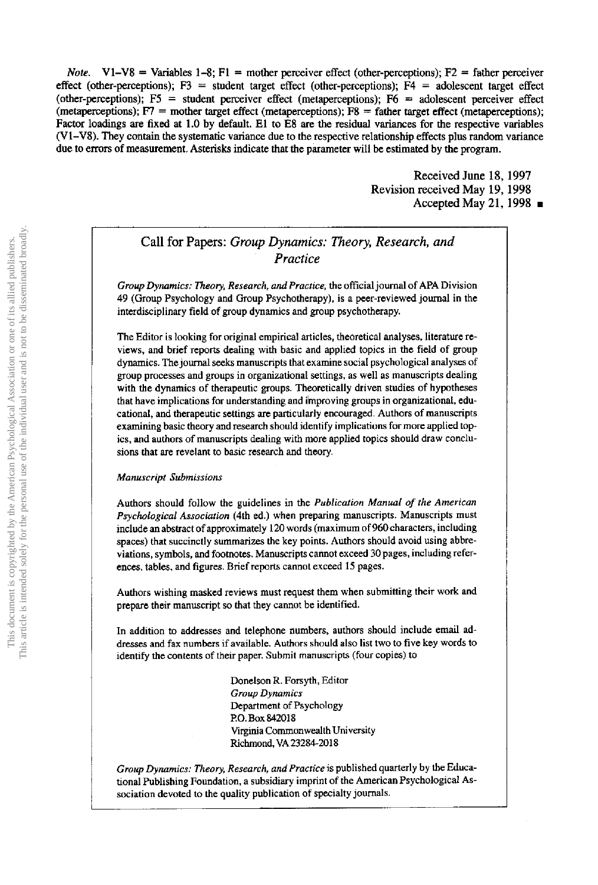*Note.* V1–V8 = Variables 1–8; F1 = mother perceiver effect (other-perceptions); F2 = father perceiver effect (other-perceptions); F3 = student target effect (other-perceptions); F4 = adolescent target effect (other-perceptions); F5 = student perceiver effect (metaperceptions); F6 = adolescent perceiver effect (metaperceptions); F7 = mother target effect (metaperceptions); F8 = father target effect (metaperceptions); Factor loadings are fixed at 1.0 by default. E1 to E8 are the residual variances for the respective variables (V1–V8). They contain the systematic variance due to the respective relationship effects plus random variance due to errors of measurement. Asterisks indicate that the parameter will be estimated by the program.

Received June 18, 1997
Revision received May 19, 1998
Accepted May 21, 1998 ■

## Call for Papers: *Group Dynamics: Theory, Research, and Practice*

*Group Dynamics: Theory, Research, and Practice*, the official journal of APA Division 49 (Group Psychology and Group Psychotherapy), is a peer-reviewed journal in the interdisciplinary field of group dynamics and group psychotherapy.

The Editor is looking for original empirical articles, theoretical analyses, literature reviews, and brief reports dealing with basic and applied topics in the field of group dynamics. The journal seeks manuscripts that examine social psychological analyses of group processes and groups in organizational settings, as well as manuscripts dealing with the dynamics of therapeutic groups. Theoretically driven studies of hypotheses that have implications for understanding and improving groups in organizational, educational, and therapeutic settings are particularly encouraged. Authors of manuscripts examining basic theory and research should identify implications for more applied topics, and authors of manuscripts dealing with more applied topics should draw conclusions that are revelant to basic research and theory.

*Manuscript Submissions*

Authors should follow the guidelines in the *Publication Manual of the American Psychological Association* (4th ed.) when preparing manuscripts. Manuscripts must include an abstract of approximately 120 words (maximum of 960 characters, including spaces) that succinctly summarizes the key points. Authors should avoid using abbreviations, symbols, and footnotes. Manuscripts cannot exceed 30 pages, including references, tables, and figures. Brief reports cannot exceed 15 pages.

Authors wishing masked reviews must request them when submitting their work and prepare their manuscript so that they cannot be identified.

In addition to addresses and telephone numbers, authors should include email addresses and fax numbers if available. Authors should also list two to five key words to identify the contents of their paper. Submit manuscripts (four copies) to

Donelson R. Forsyth, Editor
*Group Dynamics*
Department of Psychology
P.O. Box 842018
Virginia Commonwealth University
Richmond, VA 23284-2018

*Group Dynamics: Theory, Research, and Practice* is published quarterly by the Educational Publishing Foundation, a subsidiary imprint of the American Psychological Association devoted to the quality publication of specialty journals.